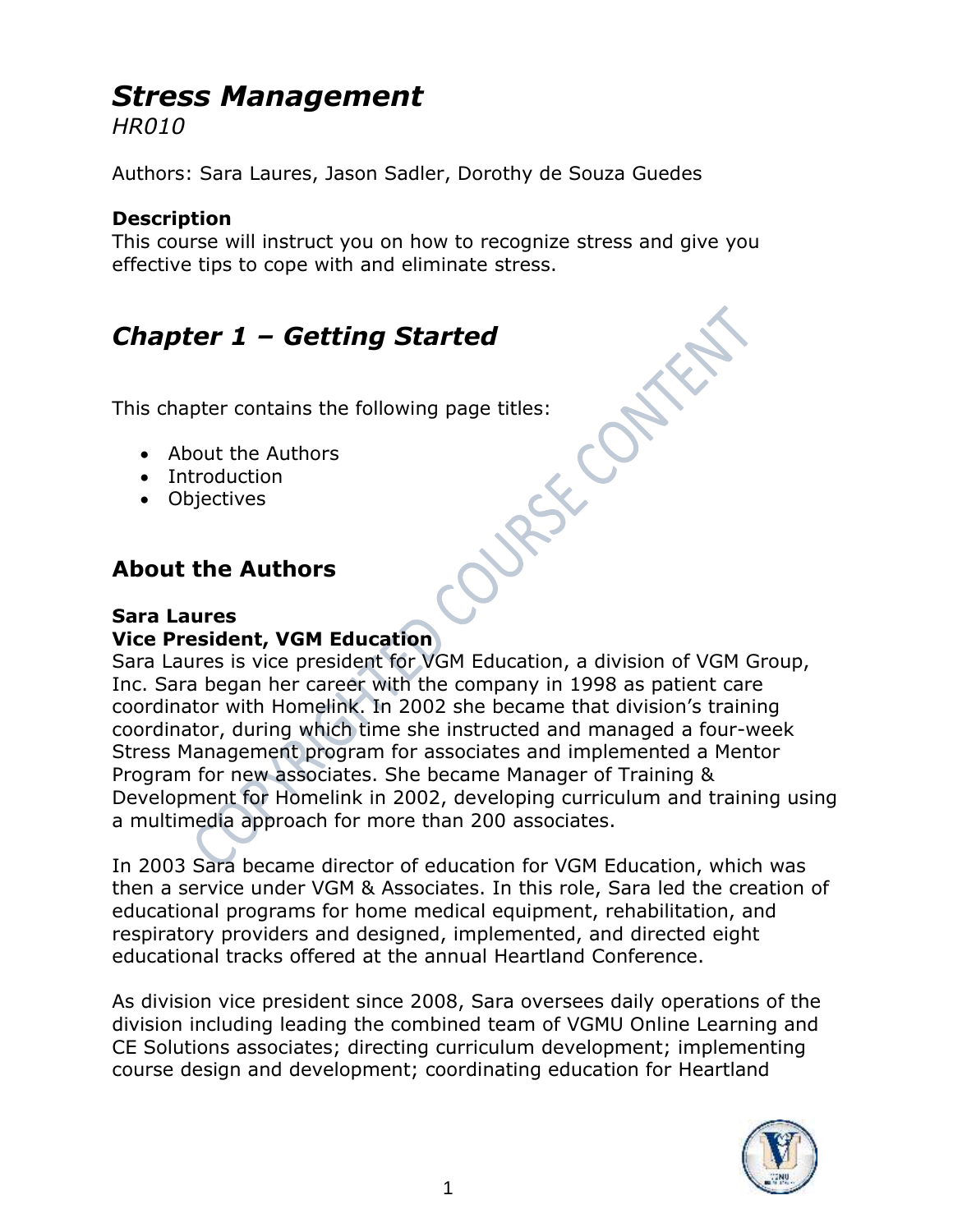# *Stress Management*

*HR010*

Authors: Sara Laures, Jason Sadler, Dorothy de Souza Guedes

**Description**

This course will instruct you on how to recognize stress and give you effective tips to cope with and eliminate stress.

# *Chapter 1 – Getting Started*

This chapter contains the following page titles:

- About the Authors
- Introduction
- Objectives

## About the Authors

**Sara Laures**
**Vice President, VGM Education**

Sara Laures is vice president for VGM Education, a division of VGM Group, Inc. Sara began her career with the company in 1998 as patient care coordinator with Homelink. In 2002 she became that division's training coordinator, during which time she instructed and managed a four-week Stress Management program for associates and implemented a Mentor Program for new associates. She became Manager of Training & Development for Homelink in 2002, developing curriculum and training using a multimedia approach for more than 200 associates.

In 2003 Sara became director of education for VGM Education, which was then a service under VGM & Associates. In this role, Sara led the creation of educational programs for home medical equipment, rehabilitation, and respiratory providers and designed, implemented, and directed eight educational tracks offered at the annual Heartland Conference.

As division vice president since 2008, Sara oversees daily operations of the division including leading the combined team of VGMU Online Learning and CE Solutions associates; directing curriculum development; implementing course design and development; coordinating education for Heartland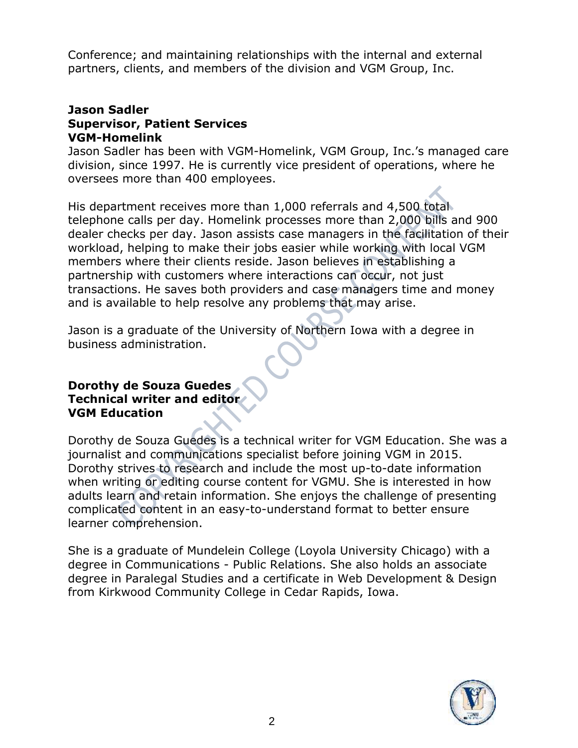Conference; and maintaining relationships with the internal and external partners, clients, and members of the division and VGM Group, Inc.

**Jason Sadler**
**Supervisor, Patient Services**
**VGM-Homelink**

Jason Sadler has been with VGM-Homelink, VGM Group, Inc.'s managed care division, since 1997. He is currently vice president of operations, where he oversees more than 400 employees.

His department receives more than 1,000 referrals and 4,500 total telephone calls per day. Homelink processes more than 2,000 bills and 900 dealer checks per day. Jason assists case managers in the facilitation of their workload, helping to make their jobs easier while working with local VGM members where their clients reside. Jason believes in establishing a partnership with customers where interactions can occur, not just transactions. He saves both providers and case managers time and money and is available to help resolve any problems that may arise.

Jason is a graduate of the University of Northern Iowa with a degree in business administration.

**Dorothy de Souza Guedes**
**Technical writer and editor**
**VGM Education**

Dorothy de Souza Guedes is a technical writer for VGM Education. She was a journalist and communications specialist before joining VGM in 2015. Dorothy strives to research and include the most up-to-date information when writing or editing course content for VGMU. She is interested in how adults learn and retain information. She enjoys the challenge of presenting complicated content in an easy-to-understand format to better ensure learner comprehension.

She is a graduate of Mundelein College (Loyola University Chicago) with a degree in Communications - Public Relations. She also holds an associate degree in Paralegal Studies and a certificate in Web Development & Design from Kirkwood Community College in Cedar Rapids, Iowa.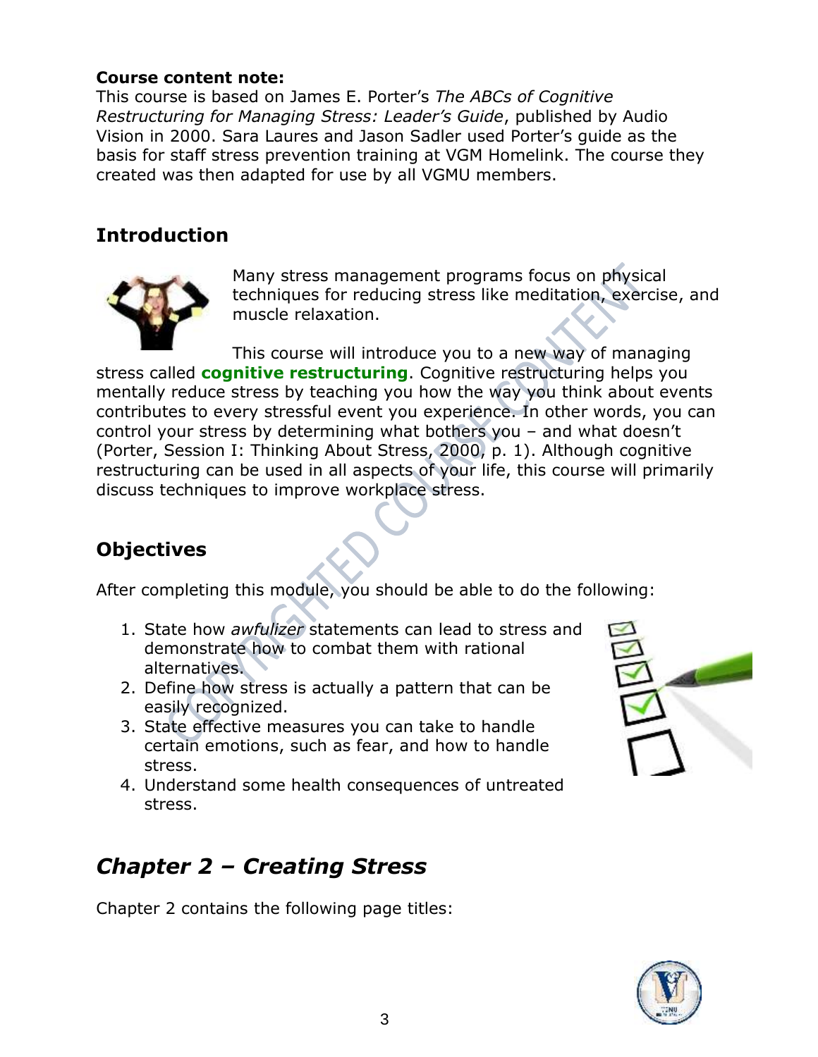**Course content note:**
This course is based on James E. Porter's *The ABCs of Cognitive Restructuring for Managing Stress: Leader's Guide*, published by Audio Vision in 2000. Sara Laures and Jason Sadler used Porter's guide as the basis for staff stress prevention training at VGM Homelink. The course they created was then adapted for use by all VGMU members.

## Introduction

Many stress management programs focus on physical techniques for reducing stress like meditation, exercise, and muscle relaxation.

This course will introduce you to a new way of managing stress called **cognitive restructuring**. Cognitive restructuring helps you mentally reduce stress by teaching you how the way you think about events contributes to every stressful event you experience. In other words, you can control your stress by determining what bothers you – and what doesn't (Porter, Session I: Thinking About Stress, 2000, p. 1). Although cognitive restructuring can be used in all aspects of your life, this course will primarily discuss techniques to improve workplace stress.

## Objectives

After completing this module, you should be able to do the following:

1. State how *awfulizer* statements can lead to stress and demonstrate how to combat them with rational alternatives.
2. Define how stress is actually a pattern that can be easily recognized.
3. State effective measures you can take to handle certain emotions, such as fear, and how to handle stress.
4. Understand some health consequences of untreated stress.

# *Chapter 2 – Creating Stress*

Chapter 2 contains the following page titles: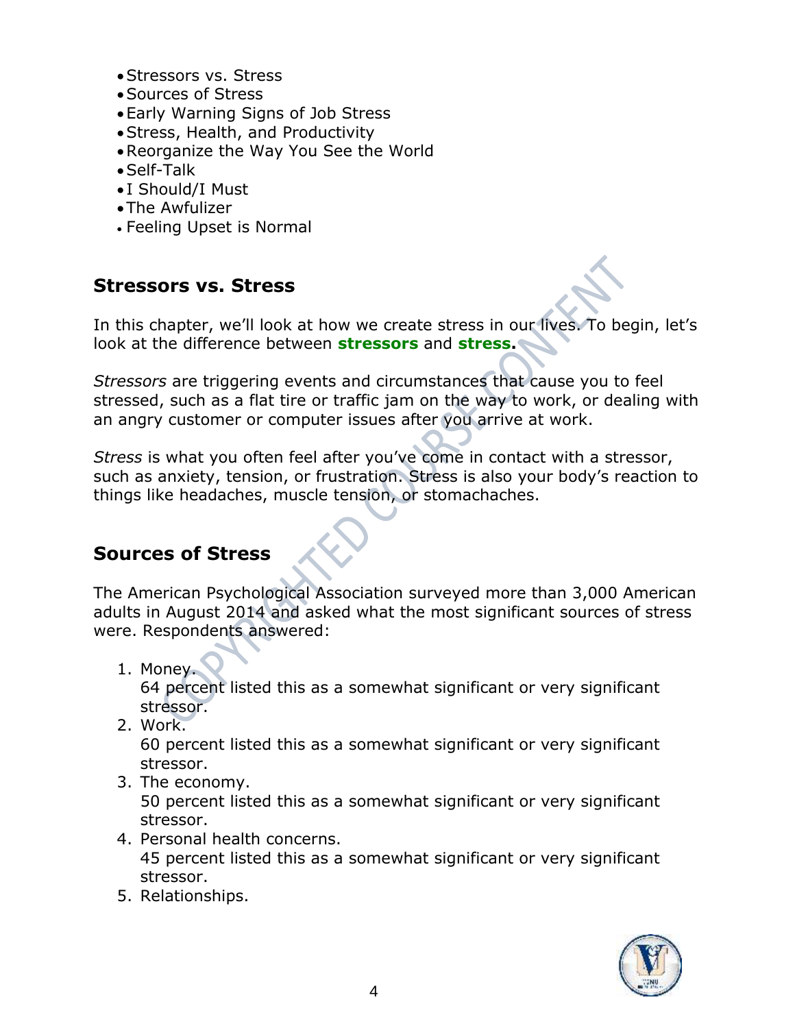- Stressors vs. Stress
- Sources of Stress
- Early Warning Signs of Job Stress
- Stress, Health, and Productivity
- Reorganize the Way You See the World
- Self-Talk
- I Should/I Must
- The Awfulizer
- Feeling Upset is Normal

## Stressors vs. Stress

In this chapter, we'll look at how we create stress in our lives. To begin, let's look at the difference between **stressors** and **stress.**

*Stressors* are triggering events and circumstances that cause you to feel stressed, such as a flat tire or traffic jam on the way to work, or dealing with an angry customer or computer issues after you arrive at work.

*Stress* is what you often feel after you've come in contact with a stressor, such as anxiety, tension, or frustration. Stress is also your body's reaction to things like headaches, muscle tension, or stomachaches.

## Sources of Stress

The American Psychological Association surveyed more than 3,000 American adults in August 2014 and asked what the most significant sources of stress were. Respondents answered:

1. Money.
   64 percent listed this as a somewhat significant or very significant stressor.
2. Work.
   60 percent listed this as a somewhat significant or very significant stressor.
3. The economy.
   50 percent listed this as a somewhat significant or very significant stressor.
4. Personal health concerns.
   45 percent listed this as a somewhat significant or very significant stressor.
5. Relationships.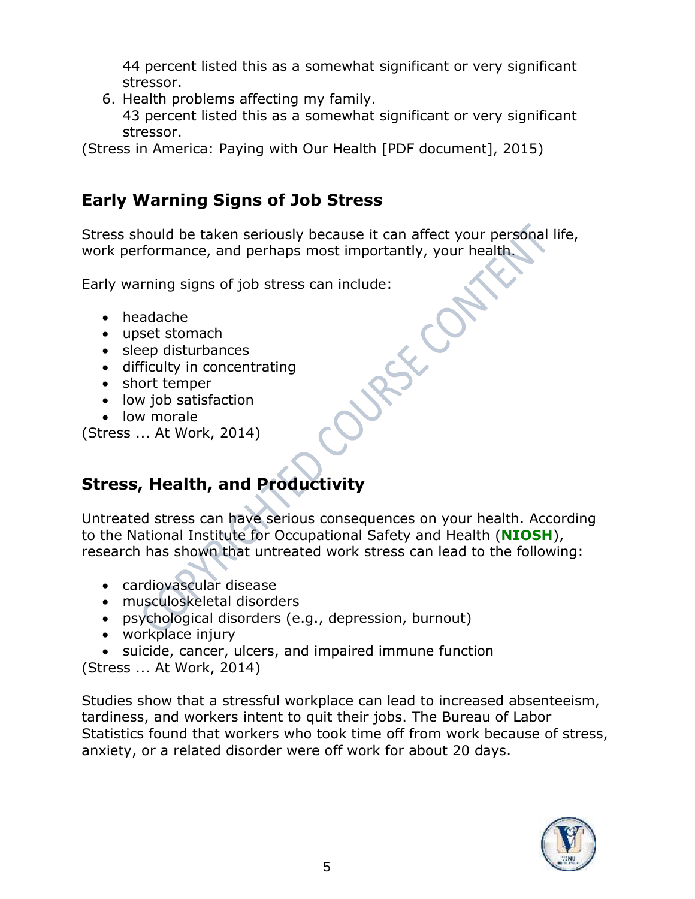44 percent listed this as a somewhat significant or very significant stressor.

6. Health problems affecting my family.
   43 percent listed this as a somewhat significant or very significant stressor.

(Stress in America: Paying with Our Health [PDF document], 2015)

## Early Warning Signs of Job Stress

Stress should be taken seriously because it can affect your personal life, work performance, and perhaps most importantly, your health.

Early warning signs of job stress can include:

- headache
- upset stomach
- sleep disturbances
- difficulty in concentrating
- short temper
- low job satisfaction
- low morale

(Stress ... At Work, 2014)

## Stress, Health, and Productivity

Untreated stress can have serious consequences on your health. According to the National Institute for Occupational Safety and Health (**NIOSH**), research has shown that untreated work stress can lead to the following:

- cardiovascular disease
- musculoskeletal disorders
- psychological disorders (e.g., depression, burnout)
- workplace injury
- suicide, cancer, ulcers, and impaired immune function

(Stress ... At Work, 2014)

Studies show that a stressful workplace can lead to increased absenteeism, tardiness, and workers intent to quit their jobs. The Bureau of Labor Statistics found that workers who took time off from work because of stress, anxiety, or a related disorder were off work for about 20 days.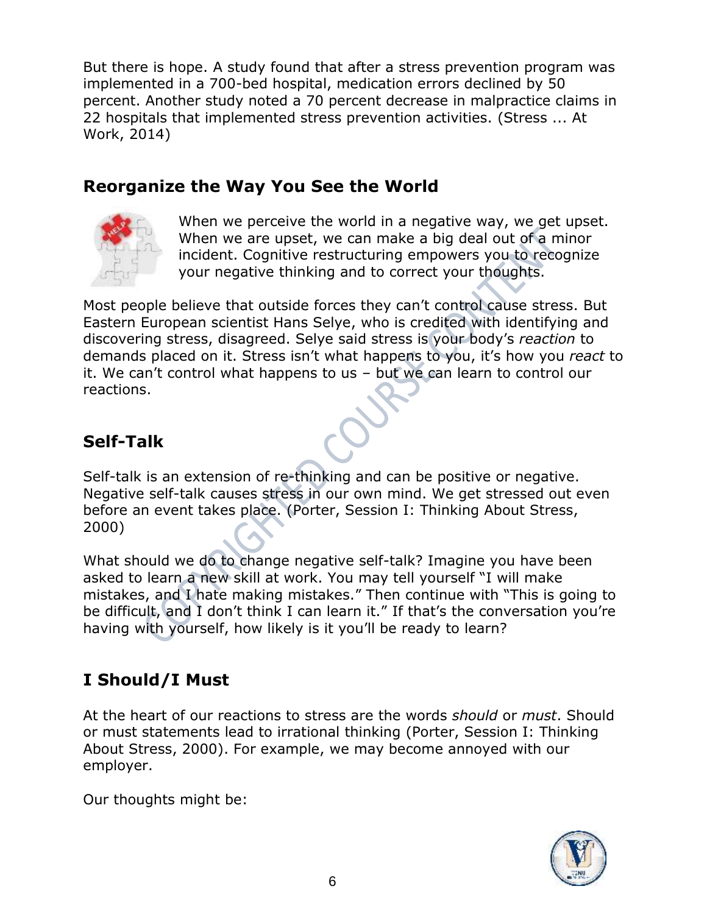But there is hope. A study found that after a stress prevention program was implemented in a 700-bed hospital, medication errors declined by 50 percent. Another study noted a 70 percent decrease in malpractice claims in 22 hospitals that implemented stress prevention activities. (Stress ... At Work, 2014)

## Reorganize the Way You See the World

When we perceive the world in a negative way, we get upset. When we are upset, we can make a big deal out of a minor incident. Cognitive restructuring empowers you to recognize your negative thinking and to correct your thoughts.

Most people believe that outside forces they can't control cause stress. But Eastern European scientist Hans Selye, who is credited with identifying and discovering stress, disagreed. Selye said stress is your body's *reaction* to demands placed on it. Stress isn't what happens to you, it's how you *react* to it. We can't control what happens to us – but we can learn to control our reactions.

## Self-Talk

Self-talk is an extension of re-thinking and can be positive or negative. Negative self-talk causes stress in our own mind. We get stressed out even before an event takes place. (Porter, Session I: Thinking About Stress, 2000)

What should we do to change negative self-talk? Imagine you have been asked to learn a new skill at work. You may tell yourself "I will make mistakes, and I hate making mistakes." Then continue with "This is going to be difficult, and I don't think I can learn it." If that's the conversation you're having with yourself, how likely is it you'll be ready to learn?

## I Should/I Must

At the heart of our reactions to stress are the words *should* or *must*. Should or must statements lead to irrational thinking (Porter, Session I: Thinking About Stress, 2000). For example, we may become annoyed with our employer.

Our thoughts might be: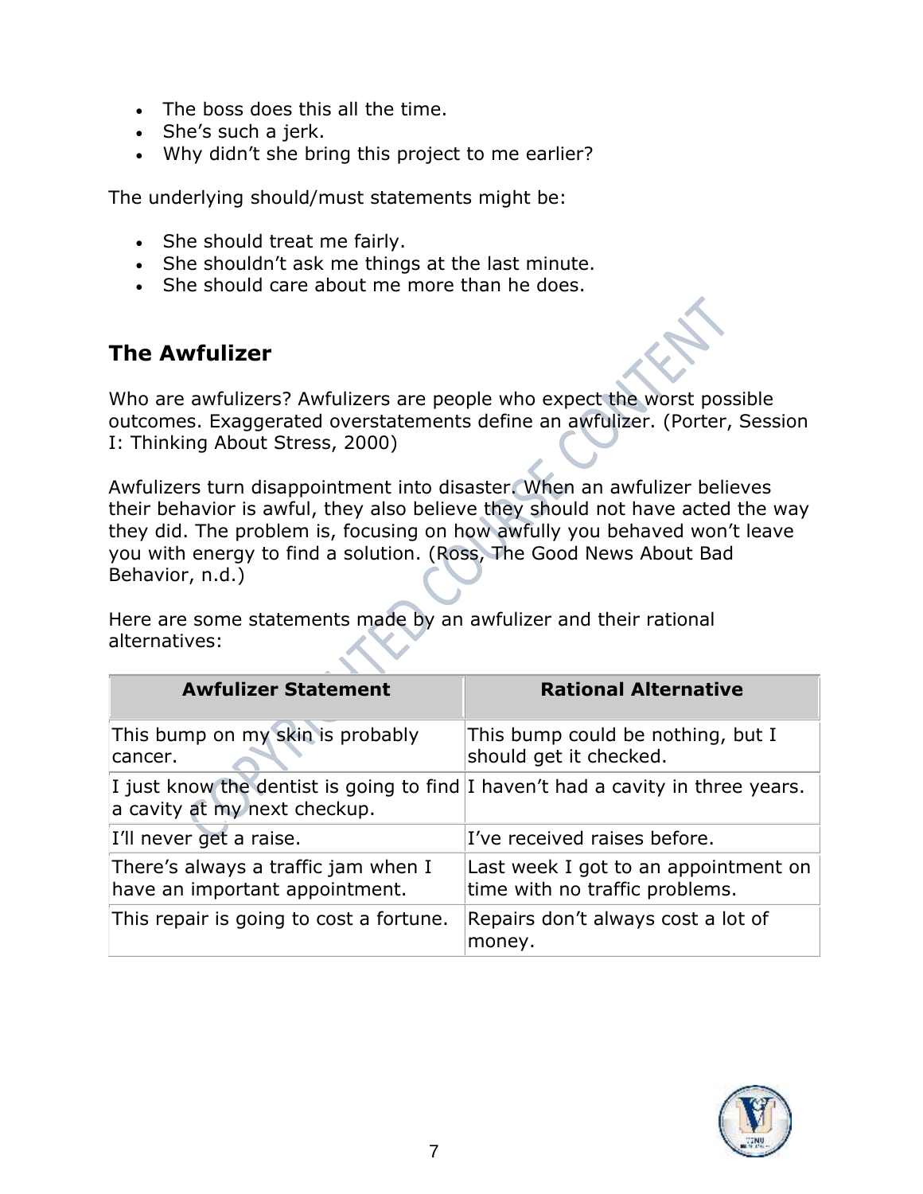- The boss does this all the time.
- She's such a jerk.
- Why didn't she bring this project to me earlier?

The underlying should/must statements might be:

- She should treat me fairly.
- She shouldn't ask me things at the last minute.
- She should care about me more than he does.

## The Awfulizer

Who are awfulizers? Awfulizers are people who expect the worst possible outcomes. Exaggerated overstatements define an awfulizer. (Porter, Session I: Thinking About Stress, 2000)

Awfulizers turn disappointment into disaster. When an awfulizer believes their behavior is awful, they also believe they should not have acted the way they did. The problem is, focusing on how awfully you behaved won't leave you with energy to find a solution. (Ross, The Good News About Bad Behavior, n.d.)

Here are some statements made by an awfulizer and their rational alternatives:

| Awfulizer Statement | Rational Alternative |
| --- | --- |
| This bump on my skin is probably cancer. | This bump could be nothing, but I should get it checked. |
| I just know the dentist is going to find a cavity at my next checkup. | I haven't had a cavity in three years. |
| I'll never get a raise. | I've received raises before. |
| There's always a traffic jam when I have an important appointment. | Last week I got to an appointment on time with no traffic problems. |
| This repair is going to cost a fortune. | Repairs don't always cost a lot of money. |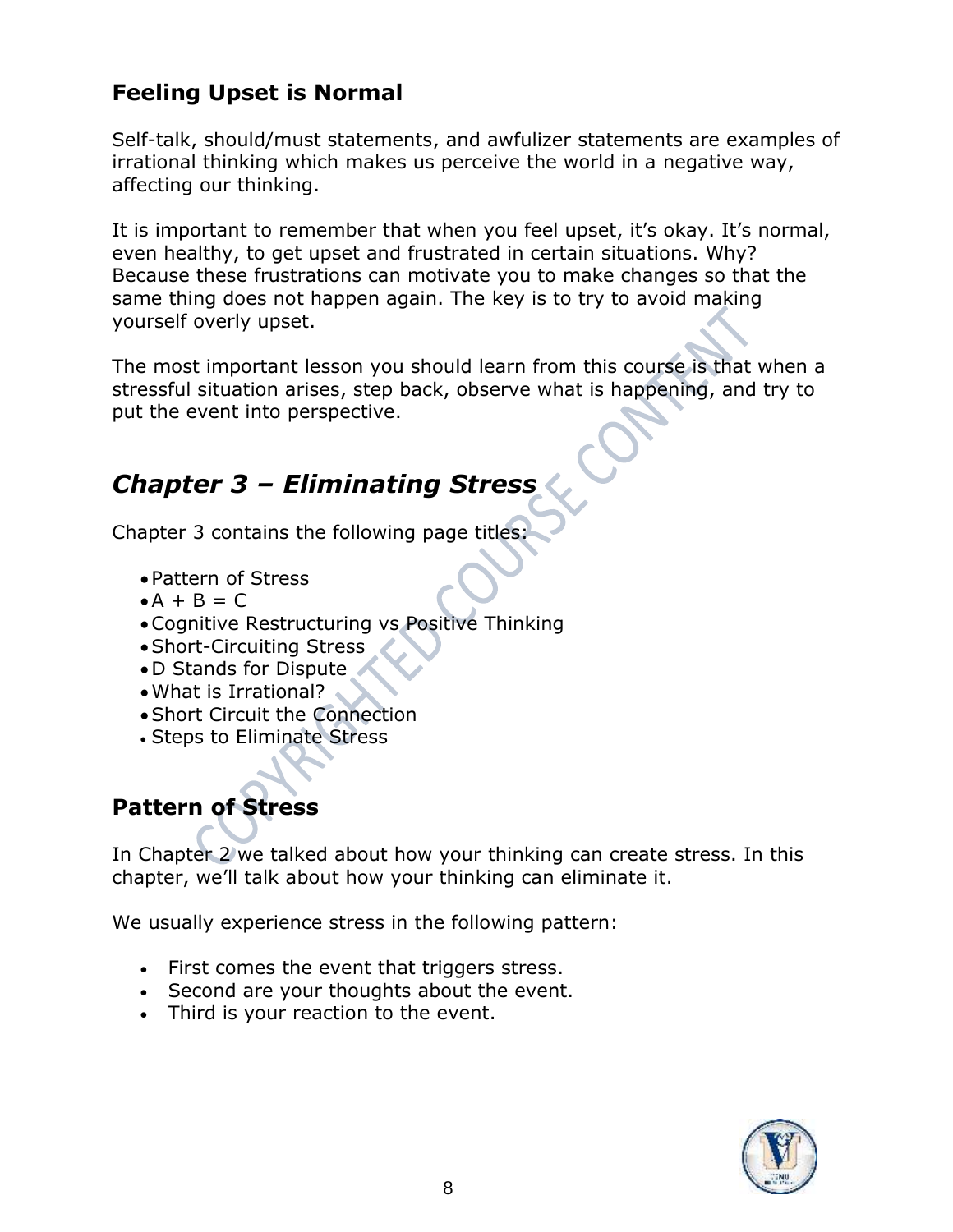## Feeling Upset is Normal

Self-talk, should/must statements, and awfulizer statements are examples of irrational thinking which makes us perceive the world in a negative way, affecting our thinking.

It is important to remember that when you feel upset, it's okay. It's normal, even healthy, to get upset and frustrated in certain situations. Why? Because these frustrations can motivate you to make changes so that the same thing does not happen again. The key is to try to avoid making yourself overly upset.

The most important lesson you should learn from this course is that when a stressful situation arises, step back, observe what is happening, and try to put the event into perspective.

# *Chapter 3 – Eliminating Stress*

Chapter 3 contains the following page titles:

- Pattern of Stress
- A + B = C
- Cognitive Restructuring vs Positive Thinking
- Short-Circuiting Stress
- D Stands for Dispute
- What is Irrational?
- Short Circuit the Connection
- Steps to Eliminate Stress

## Pattern of Stress

In Chapter 2 we talked about how your thinking can create stress. In this chapter, we'll talk about how your thinking can eliminate it.

We usually experience stress in the following pattern:

- First comes the event that triggers stress.
- Second are your thoughts about the event.
- Third is your reaction to the event.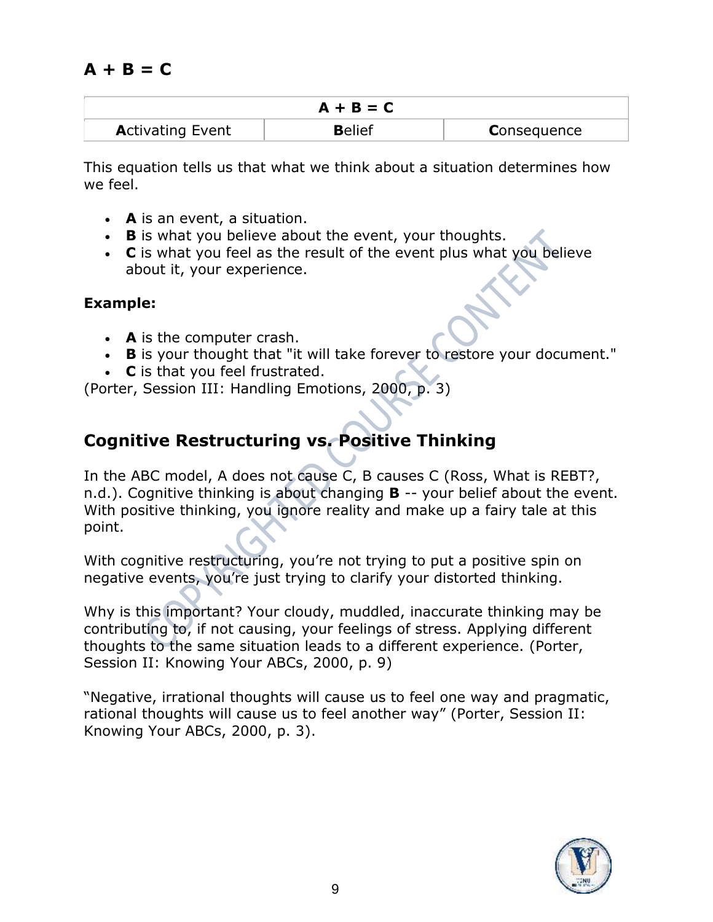## A + B = C

| A + B = C | | |
|---|---|---|
| **A**ctivating Event | **B**elief | **C**onsequence |

This equation tells us that what we think about a situation determines how we feel.

- **A** is an event, a situation.
- **B** is what you believe about the event, your thoughts.
- **C** is what you feel as the result of the event plus what you believe about it, your experience.

**Example:**

- **A** is the computer crash.
- **B** is your thought that "it will take forever to restore your document."
- **C** is that you feel frustrated.

(Porter, Session III: Handling Emotions, 2000, p. 3)

## Cognitive Restructuring vs. Positive Thinking

In the ABC model, A does not cause C, B causes C (Ross, What is REBT?, n.d.). Cognitive thinking is about changing **B** -- your belief about the event. With positive thinking, you ignore reality and make up a fairy tale at this point.

With cognitive restructuring, you're not trying to put a positive spin on negative events, you're just trying to clarify your distorted thinking.

Why is this important? Your cloudy, muddled, inaccurate thinking may be contributing to, if not causing, your feelings of stress. Applying different thoughts to the same situation leads to a different experience. (Porter, Session II: Knowing Your ABCs, 2000, p. 9)

"Negative, irrational thoughts will cause us to feel one way and pragmatic, rational thoughts will cause us to feel another way" (Porter, Session II: Knowing Your ABCs, 2000, p. 3).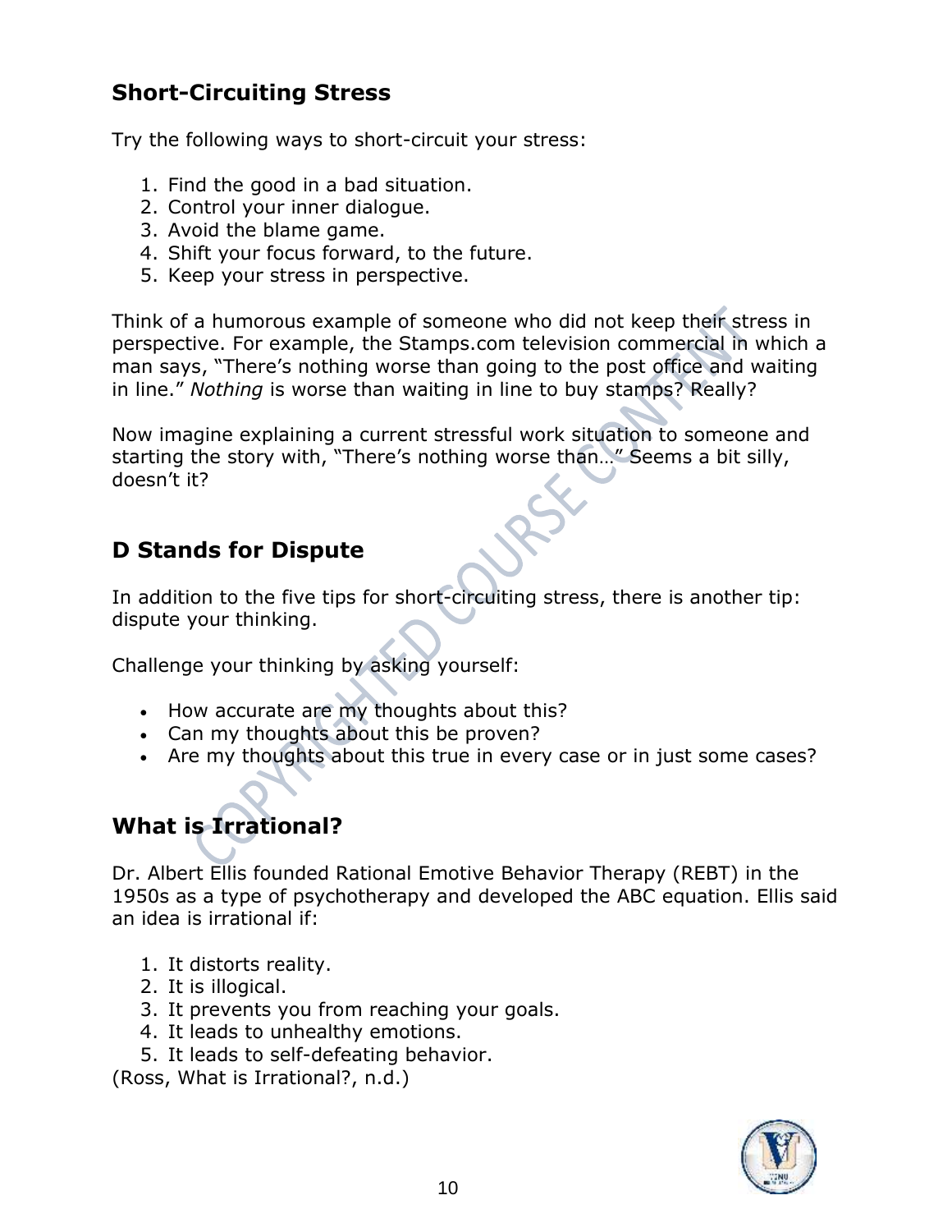## Short-Circuiting Stress

Try the following ways to short-circuit your stress:

1. Find the good in a bad situation.
2. Control your inner dialogue.
3. Avoid the blame game.
4. Shift your focus forward, to the future.
5. Keep your stress in perspective.

Think of a humorous example of someone who did not keep their stress in perspective. For example, the Stamps.com television commercial in which a man says, "There's nothing worse than going to the post office and waiting in line." *Nothing* is worse than waiting in line to buy stamps? Really?

Now imagine explaining a current stressful work situation to someone and starting the story with, "There's nothing worse than…" Seems a bit silly, doesn't it?

## D Stands for Dispute

In addition to the five tips for short-circuiting stress, there is another tip: dispute your thinking.

Challenge your thinking by asking yourself:

- How accurate are my thoughts about this?
- Can my thoughts about this be proven?
- Are my thoughts about this true in every case or in just some cases?

## What is Irrational?

Dr. Albert Ellis founded Rational Emotive Behavior Therapy (REBT) in the 1950s as a type of psychotherapy and developed the ABC equation. Ellis said an idea is irrational if:

1. It distorts reality.
2. It is illogical.
3. It prevents you from reaching your goals.
4. It leads to unhealthy emotions.
5. It leads to self-defeating behavior.

(Ross, What is Irrational?, n.d.)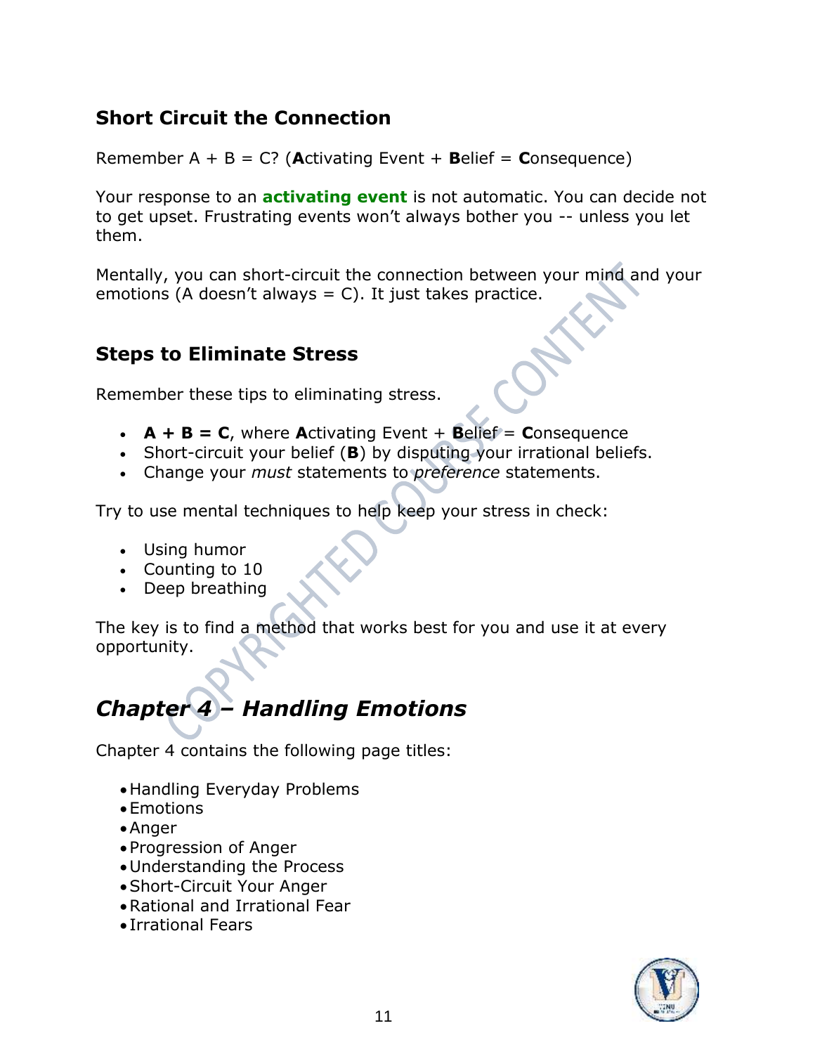## Short Circuit the Connection

Remember A + B = C? (**A**ctivating Event + **B**elief = **C**onsequence)

Your response to an **activating event** is not automatic. You can decide not to get upset. Frustrating events won't always bother you -- unless you let them.

Mentally, you can short-circuit the connection between your mind and your emotions (A doesn't always = C). It just takes practice.

## Steps to Eliminate Stress

Remember these tips to eliminating stress.

- **A + B = C**, where **A**ctivating Event + **B**elief = **C**onsequence
- Short-circuit your belief (**B**) by disputing your irrational beliefs.
- Change your *must* statements to *preference* statements.

Try to use mental techniques to help keep your stress in check:

- Using humor
- Counting to 10
- Deep breathing

The key is to find a method that works best for you and use it at every opportunity.

# *Chapter 4 – Handling Emotions*

Chapter 4 contains the following page titles:

- Handling Everyday Problems
- Emotions
- Anger
- Progression of Anger
- Understanding the Process
- Short-Circuit Your Anger
- Rational and Irrational Fear
- Irrational Fears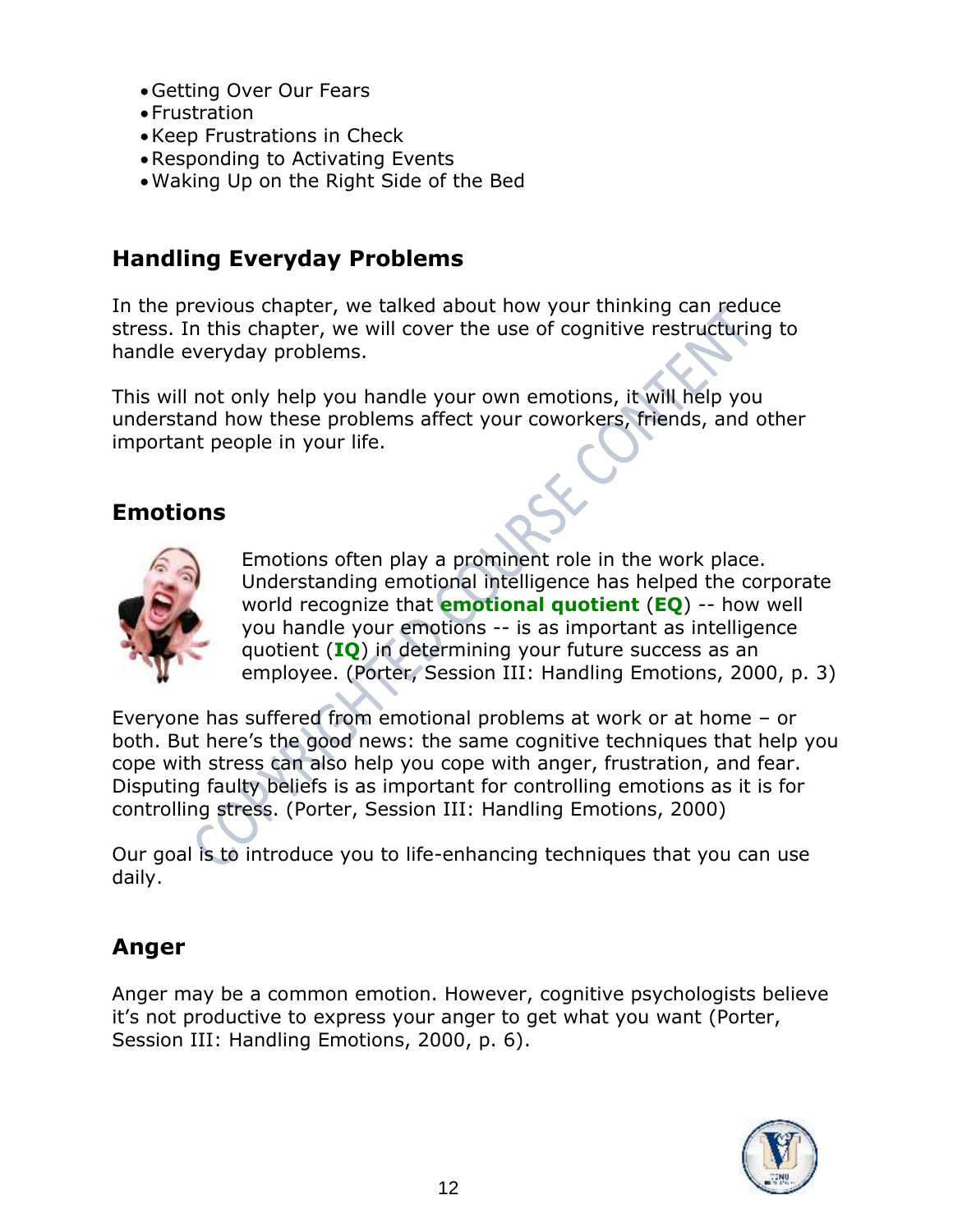- Getting Over Our Fears
- Frustration
- Keep Frustrations in Check
- Responding to Activating Events
- Waking Up on the Right Side of the Bed

## Handling Everyday Problems

In the previous chapter, we talked about how your thinking can reduce stress. In this chapter, we will cover the use of cognitive restructuring to handle everyday problems.

This will not only help you handle your own emotions, it will help you understand how these problems affect your coworkers, friends, and other important people in your life.

## Emotions

Emotions often play a prominent role in the work place. Understanding emotional intelligence has helped the corporate world recognize that **emotional quotient** (**EQ**) -- how well you handle your emotions -- is as important as intelligence quotient (**IQ**) in determining your future success as an employee. (Porter, Session III: Handling Emotions, 2000, p. 3)

Everyone has suffered from emotional problems at work or at home – or both. But here's the good news: the same cognitive techniques that help you cope with stress can also help you cope with anger, frustration, and fear. Disputing faulty beliefs is as important for controlling emotions as it is for controlling stress. (Porter, Session III: Handling Emotions, 2000)

Our goal is to introduce you to life-enhancing techniques that you can use daily.

## Anger

Anger may be a common emotion. However, cognitive psychologists believe it's not productive to express your anger to get what you want (Porter, Session III: Handling Emotions, 2000, p. 6).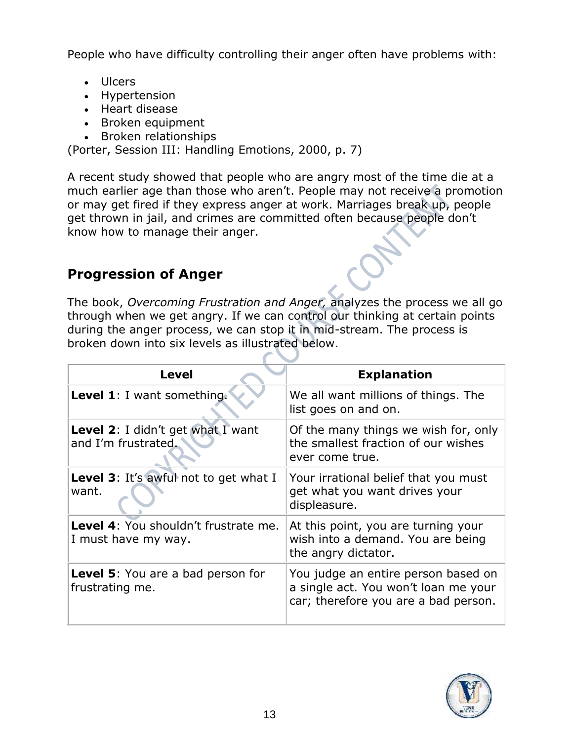People who have difficulty controlling their anger often have problems with:

- Ulcers
- Hypertension
- Heart disease
- Broken equipment
- Broken relationships

(Porter, Session III: Handling Emotions, 2000, p. 7)

A recent study showed that people who are angry most of the time die at a much earlier age than those who aren't. People may not receive a promotion or may get fired if they express anger at work. Marriages break up, people get thrown in jail, and crimes are committed often because people don't know how to manage their anger.

## Progression of Anger

The book, *Overcoming Frustration and Anger,* analyzes the process we all go through when we get angry. If we can control our thinking at certain points during the anger process, we can stop it in mid-stream. The process is broken down into six levels as illustrated below.

| Level | Explanation |
|---|---|
| **Level 1**: I want something. | We all want millions of things. The list goes on and on. |
| **Level 2**: I didn't get what I want and I'm frustrated. | Of the many things we wish for, only the smallest fraction of our wishes ever come true. |
| **Level 3**: It's awful not to get what I want. | Your irrational belief that you must get what you want drives your displeasure. |
| **Level 4**: You shouldn't frustrate me. I must have my way. | At this point, you are turning your wish into a demand. You are being the angry dictator. |
| **Level 5**: You are a bad person for frustrating me. | You judge an entire person based on a single act. You won't loan me your car; therefore you are a bad person. |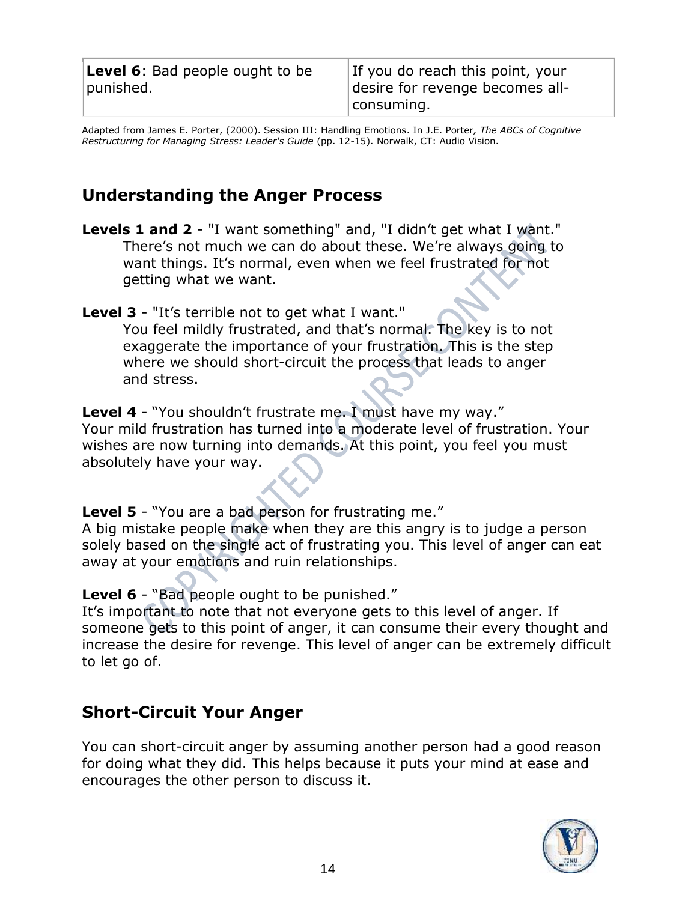| **Level 6**: Bad people ought to be punished. | If you do reach this point, your desire for revenge becomes all-consuming. |
|---|---|

Adapted from James E. Porter, (2000). Session III: Handling Emotions. In J.E. Porter*, The ABCs of Cognitive Restructuring for Managing Stress: Leader's Guide* (pp. 12-15). Norwalk, CT: Audio Vision.

## Understanding the Anger Process

**Levels 1 and 2** - "I want something" and, "I didn't get what I want."
There's not much we can do about these. We're always going to want things. It's normal, even when we feel frustrated for not getting what we want.

**Level 3** - "It's terrible not to get what I want."
You feel mildly frustrated, and that's normal. The key is to not exaggerate the importance of your frustration. This is the step where we should short-circuit the process that leads to anger and stress.

**Level 4** - "You shouldn't frustrate me. I must have my way."
Your mild frustration has turned into a moderate level of frustration. Your wishes are now turning into demands. At this point, you feel you must absolutely have your way.

**Level 5** - "You are a bad person for frustrating me."
A big mistake people make when they are this angry is to judge a person solely based on the single act of frustrating you. This level of anger can eat away at your emotions and ruin relationships.

**Level 6** - "Bad people ought to be punished."
It's important to note that not everyone gets to this level of anger. If someone gets to this point of anger, it can consume their every thought and increase the desire for revenge. This level of anger can be extremely difficult to let go of.

## Short-Circuit Your Anger

You can short-circuit anger by assuming another person had a good reason for doing what they did. This helps because it puts your mind at ease and encourages the other person to discuss it.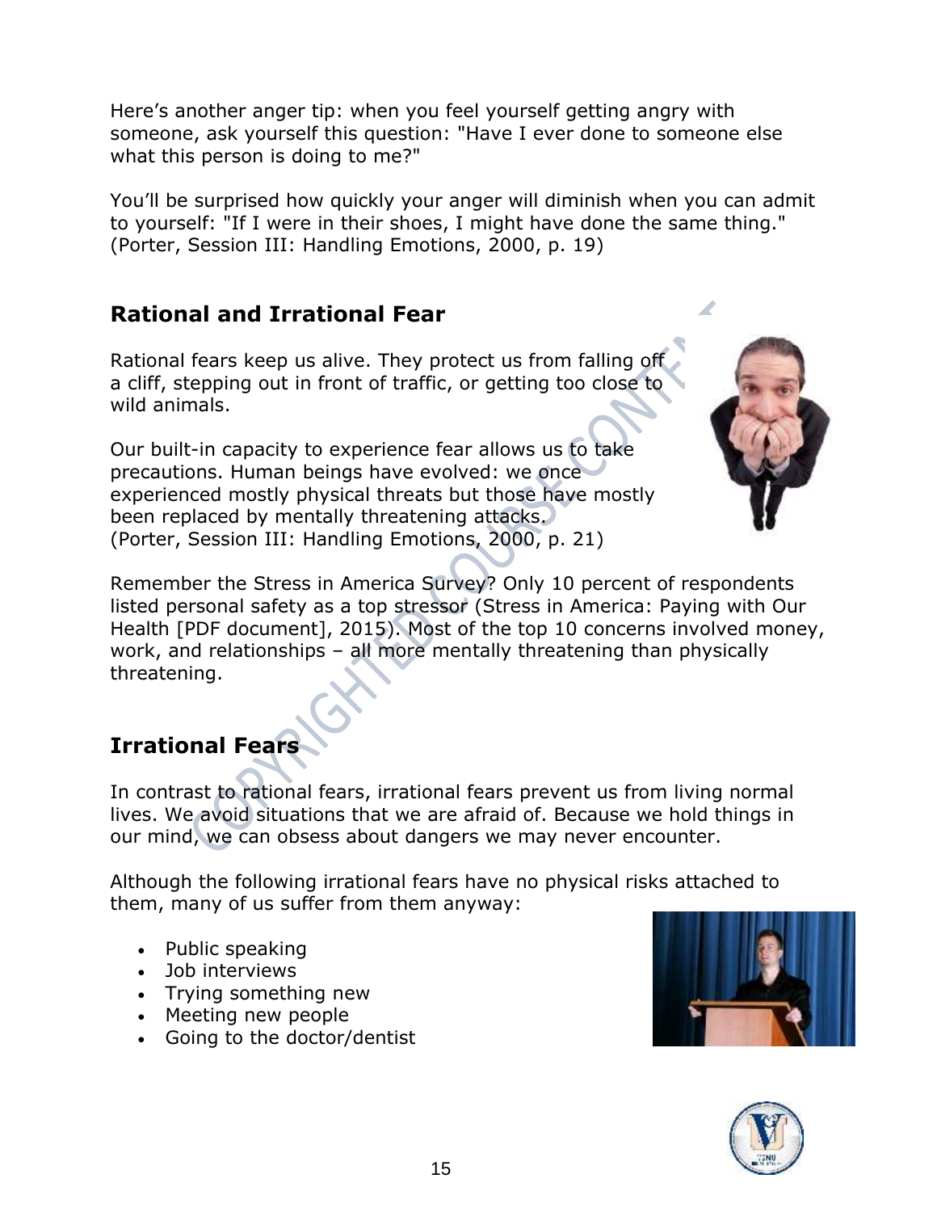Here's another anger tip: when you feel yourself getting angry with someone, ask yourself this question: "Have I ever done to someone else what this person is doing to me?"

You'll be surprised how quickly your anger will diminish when you can admit to yourself: "If I were in their shoes, I might have done the same thing." (Porter, Session III: Handling Emotions, 2000, p. 19)

## Rational and Irrational Fear

Rational fears keep us alive. They protect us from falling off a cliff, stepping out in front of traffic, or getting too close to wild animals.

Our built-in capacity to experience fear allows us to take precautions. Human beings have evolved: we once experienced mostly physical threats but those have mostly been replaced by mentally threatening attacks. (Porter, Session III: Handling Emotions, 2000, p. 21)

Remember the Stress in America Survey? Only 10 percent of respondents listed personal safety as a top stressor (Stress in America: Paying with Our Health [PDF document], 2015). Most of the top 10 concerns involved money, work, and relationships – all more mentally threatening than physically threatening.

## Irrational Fears

In contrast to rational fears, irrational fears prevent us from living normal lives. We avoid situations that we are afraid of. Because we hold things in our mind, we can obsess about dangers we may never encounter.

Although the following irrational fears have no physical risks attached to them, many of us suffer from them anyway:

- Public speaking
- Job interviews
- Trying something new
- Meeting new people
- Going to the doctor/dentist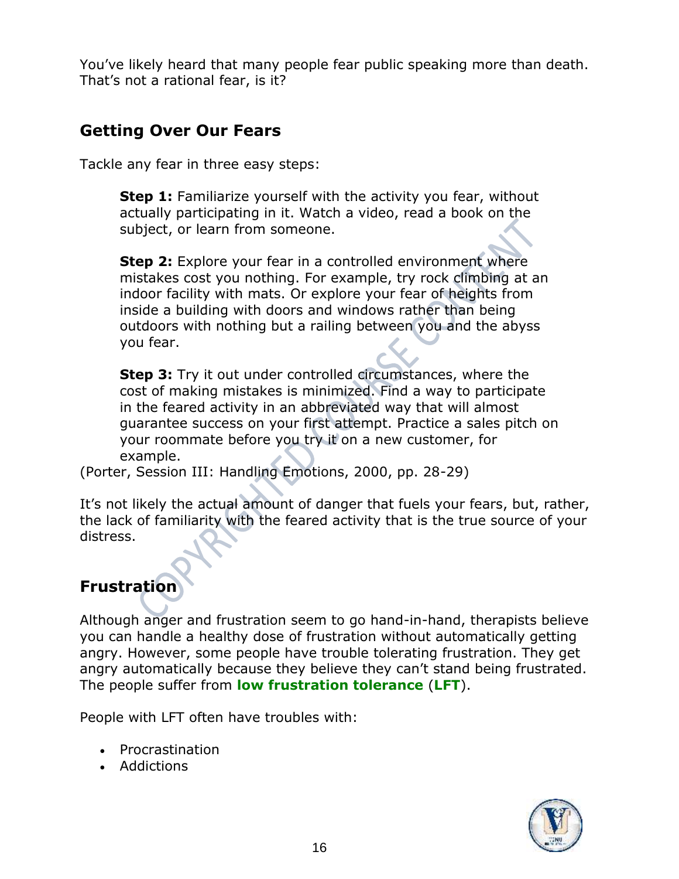You've likely heard that many people fear public speaking more than death. That's not a rational fear, is it?

## Getting Over Our Fears

Tackle any fear in three easy steps:

> **Step 1:** Familiarize yourself with the activity you fear, without actually participating in it. Watch a video, read a book on the subject, or learn from someone.
>
> **Step 2:** Explore your fear in a controlled environment where mistakes cost you nothing. For example, try rock climbing at an indoor facility with mats. Or explore your fear of heights from inside a building with doors and windows rather than being outdoors with nothing but a railing between you and the abyss you fear.
>
> **Step 3:** Try it out under controlled circumstances, where the cost of making mistakes is minimized. Find a way to participate in the feared activity in an abbreviated way that will almost guarantee success on your first attempt. Practice a sales pitch on your roommate before you try it on a new customer, for example.

(Porter, Session III: Handling Emotions, 2000, pp. 28-29)

It's not likely the actual amount of danger that fuels your fears, but, rather, the lack of familiarity with the feared activity that is the true source of your distress.

## Frustration

Although anger and frustration seem to go hand-in-hand, therapists believe you can handle a healthy dose of frustration without automatically getting angry. However, some people have trouble tolerating frustration. They get angry automatically because they believe they can't stand being frustrated. The people suffer from **low frustration tolerance** (**LFT**).

People with LFT often have troubles with:

- Procrastination
- Addictions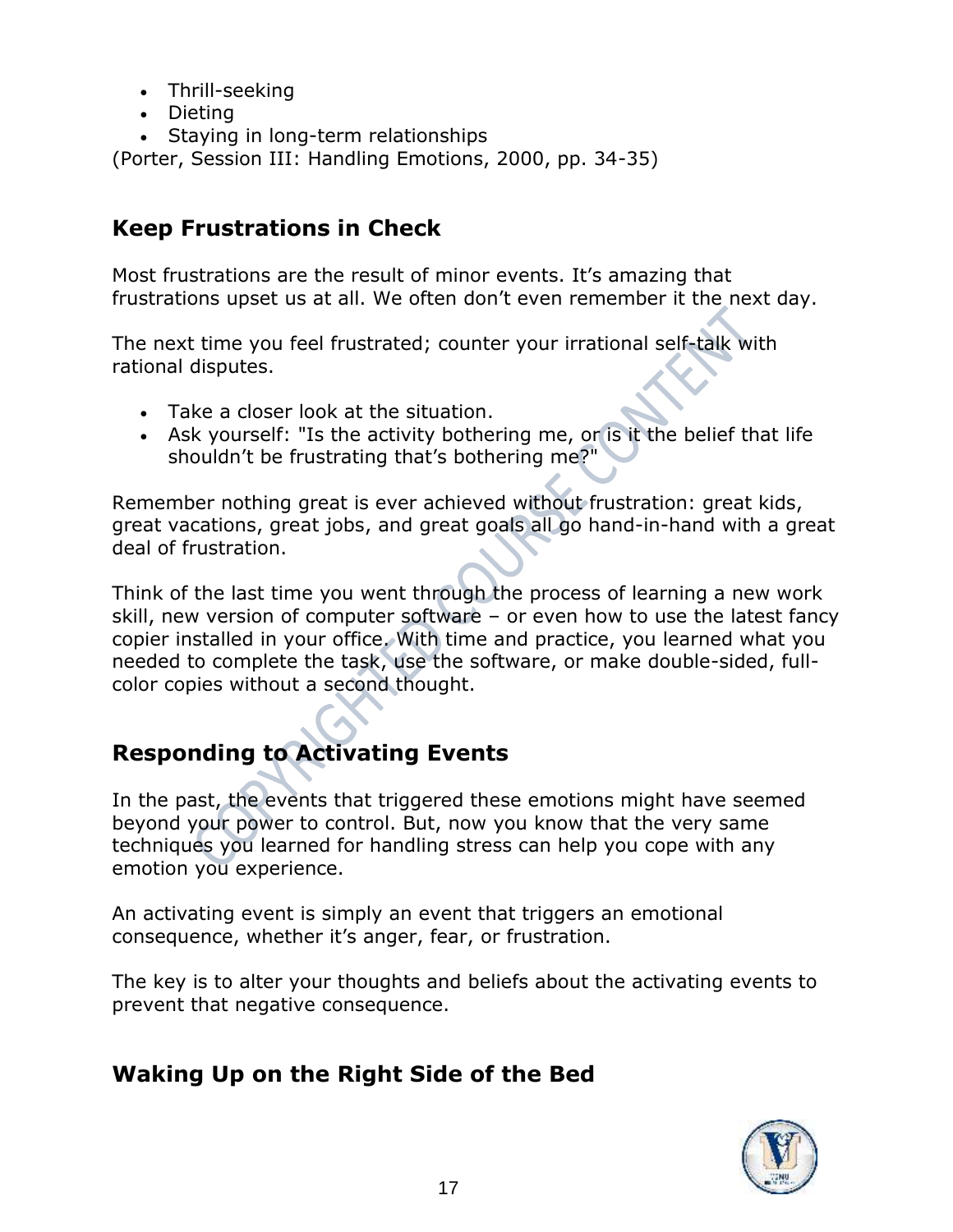- Thrill-seeking
- Dieting
- Staying in long-term relationships

(Porter, Session III: Handling Emotions, 2000, pp. 34-35)

## Keep Frustrations in Check

Most frustrations are the result of minor events. It's amazing that frustrations upset us at all. We often don't even remember it the next day.

The next time you feel frustrated; counter your irrational self-talk with rational disputes.

- Take a closer look at the situation.
- Ask yourself: "Is the activity bothering me, or is it the belief that life shouldn't be frustrating that's bothering me?"

Remember nothing great is ever achieved without frustration: great kids, great vacations, great jobs, and great goals all go hand-in-hand with a great deal of frustration.

Think of the last time you went through the process of learning a new work skill, new version of computer software – or even how to use the latest fancy copier installed in your office. With time and practice, you learned what you needed to complete the task, use the software, or make double-sided, full-color copies without a second thought.

## Responding to Activating Events

In the past, the events that triggered these emotions might have seemed beyond your power to control. But, now you know that the very same techniques you learned for handling stress can help you cope with any emotion you experience.

An activating event is simply an event that triggers an emotional consequence, whether it's anger, fear, or frustration.

The key is to alter your thoughts and beliefs about the activating events to prevent that negative consequence.

## Waking Up on the Right Side of the Bed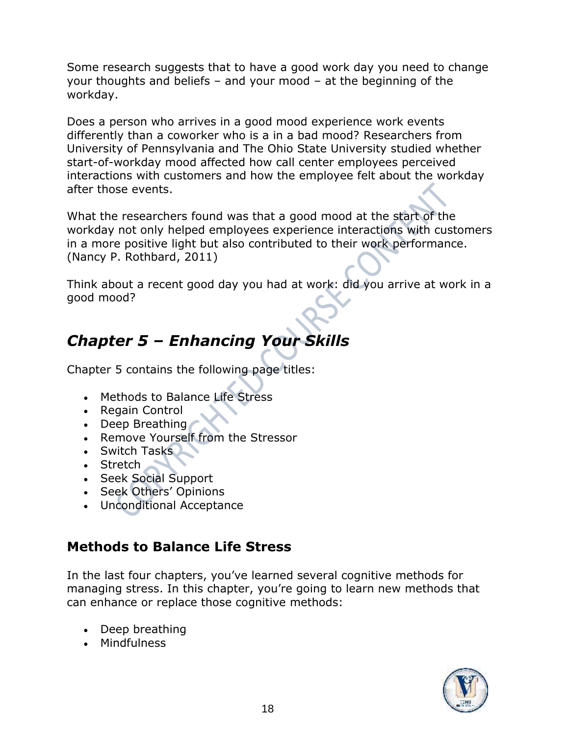Some research suggests that to have a good work day you need to change your thoughts and beliefs – and your mood – at the beginning of the workday.

Does a person who arrives in a good mood experience work events differently than a coworker who is a in a bad mood? Researchers from University of Pennsylvania and The Ohio State University studied whether start-of-workday mood affected how call center employees perceived interactions with customers and how the employee felt about the workday after those events.

What the researchers found was that a good mood at the start of the workday not only helped employees experience interactions with customers in a more positive light but also contributed to their work performance. (Nancy P. Rothbard, 2011)

Think about a recent good day you had at work: did you arrive at work in a good mood?

## *Chapter 5 – Enhancing Your Skills*

Chapter 5 contains the following page titles:

- Methods to Balance Life Stress
- Regain Control
- Deep Breathing
- Remove Yourself from the Stressor
- Switch Tasks
- Stretch
- Seek Social Support
- Seek Others' Opinions
- Unconditional Acceptance

### Methods to Balance Life Stress

In the last four chapters, you've learned several cognitive methods for managing stress. In this chapter, you're going to learn new methods that can enhance or replace those cognitive methods:

- Deep breathing
- Mindfulness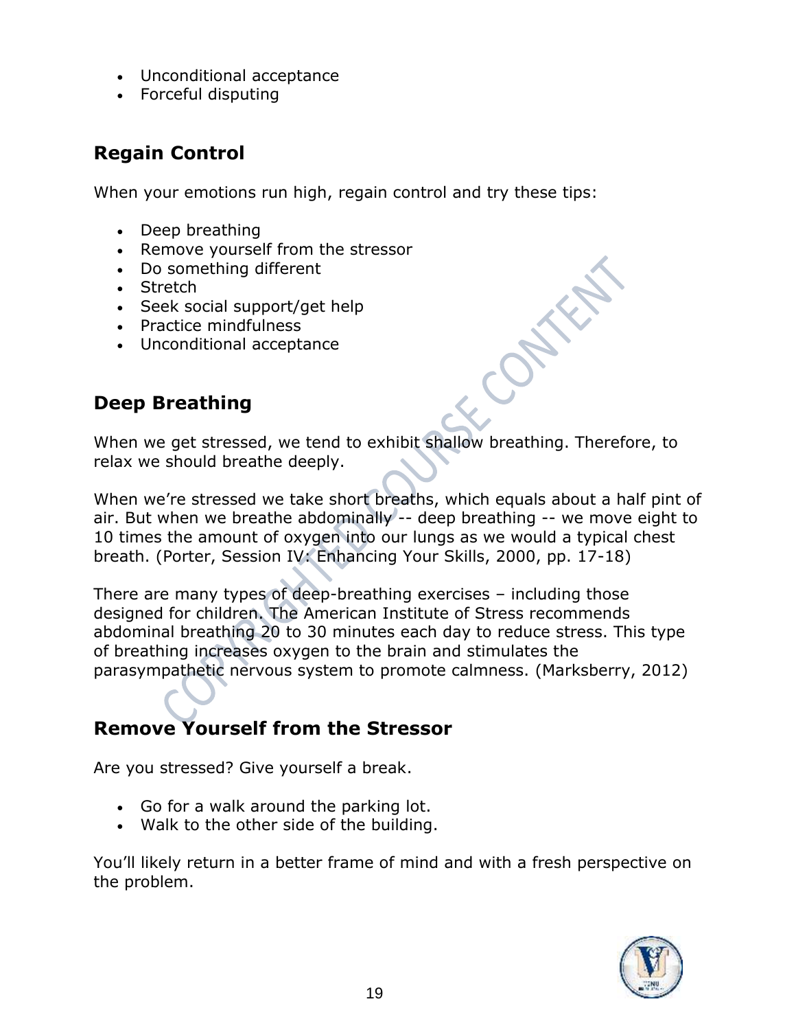- Unconditional acceptance
- Forceful disputing

## Regain Control

When your emotions run high, regain control and try these tips:

- Deep breathing
- Remove yourself from the stressor
- Do something different
- Stretch
- Seek social support/get help
- Practice mindfulness
- Unconditional acceptance

## Deep Breathing

When we get stressed, we tend to exhibit shallow breathing. Therefore, to relax we should breathe deeply.

When we're stressed we take short breaths, which equals about a half pint of air. But when we breathe abdominally -- deep breathing -- we move eight to 10 times the amount of oxygen into our lungs as we would a typical chest breath. (Porter, Session IV: Enhancing Your Skills, 2000, pp. 17-18)

There are many types of deep-breathing exercises – including those designed for children. The American Institute of Stress recommends abdominal breathing 20 to 30 minutes each day to reduce stress. This type of breathing increases oxygen to the brain and stimulates the parasympathetic nervous system to promote calmness. (Marksberry, 2012)

## Remove Yourself from the Stressor

Are you stressed? Give yourself a break.

- Go for a walk around the parking lot.
- Walk to the other side of the building.

You'll likely return in a better frame of mind and with a fresh perspective on the problem.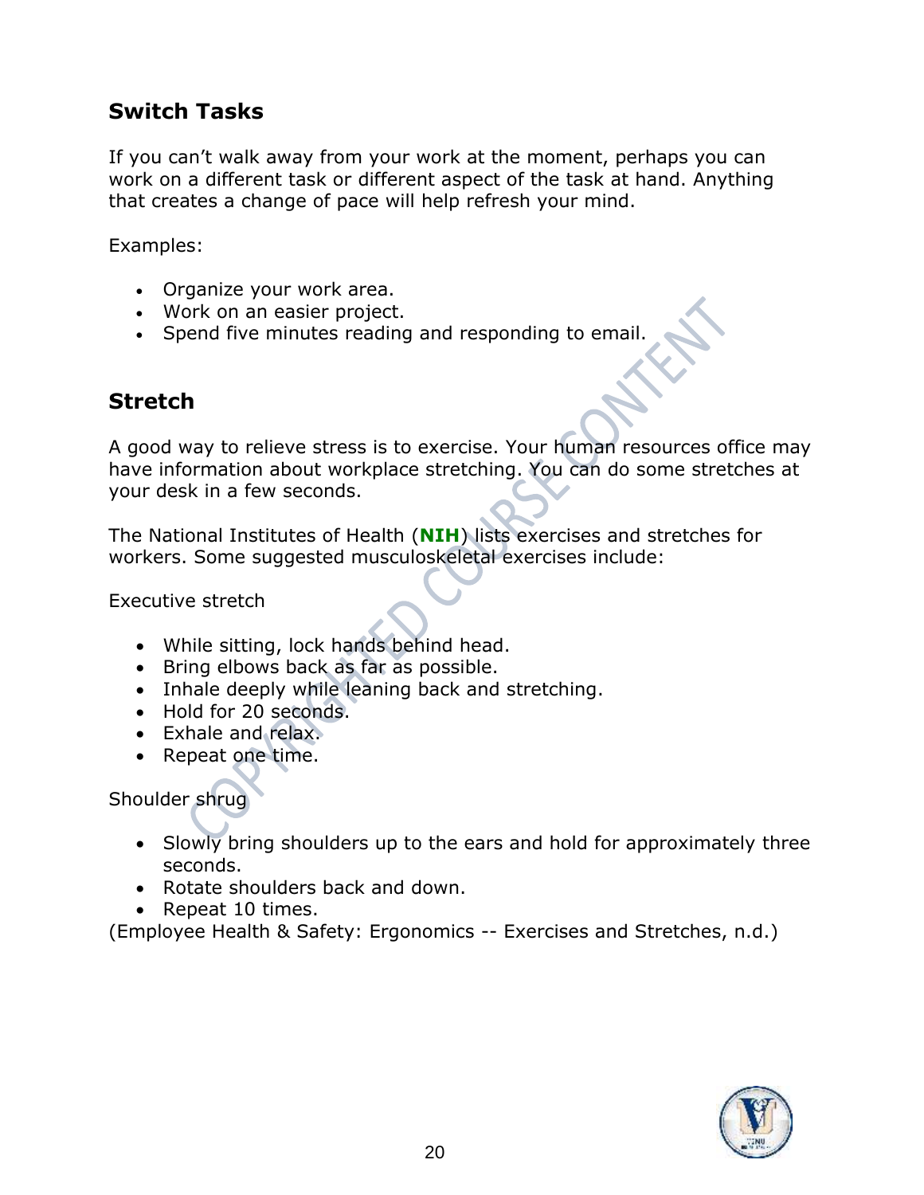## Switch Tasks

If you can't walk away from your work at the moment, perhaps you can work on a different task or different aspect of the task at hand. Anything that creates a change of pace will help refresh your mind.

Examples:

- Organize your work area.
- Work on an easier project.
- Spend five minutes reading and responding to email.

## Stretch

A good way to relieve stress is to exercise. Your human resources office may have information about workplace stretching. You can do some stretches at your desk in a few seconds.

The National Institutes of Health (**NIH**) lists exercises and stretches for workers. Some suggested musculoskeletal exercises include:

Executive stretch

- While sitting, lock hands behind head.
- Bring elbows back as far as possible.
- Inhale deeply while leaning back and stretching.
- Hold for 20 seconds.
- Exhale and relax.
- Repeat one time.

Shoulder shrug

- Slowly bring shoulders up to the ears and hold for approximately three seconds.
- Rotate shoulders back and down.
- Repeat 10 times.

(Employee Health & Safety: Ergonomics -- Exercises and Stretches, n.d.)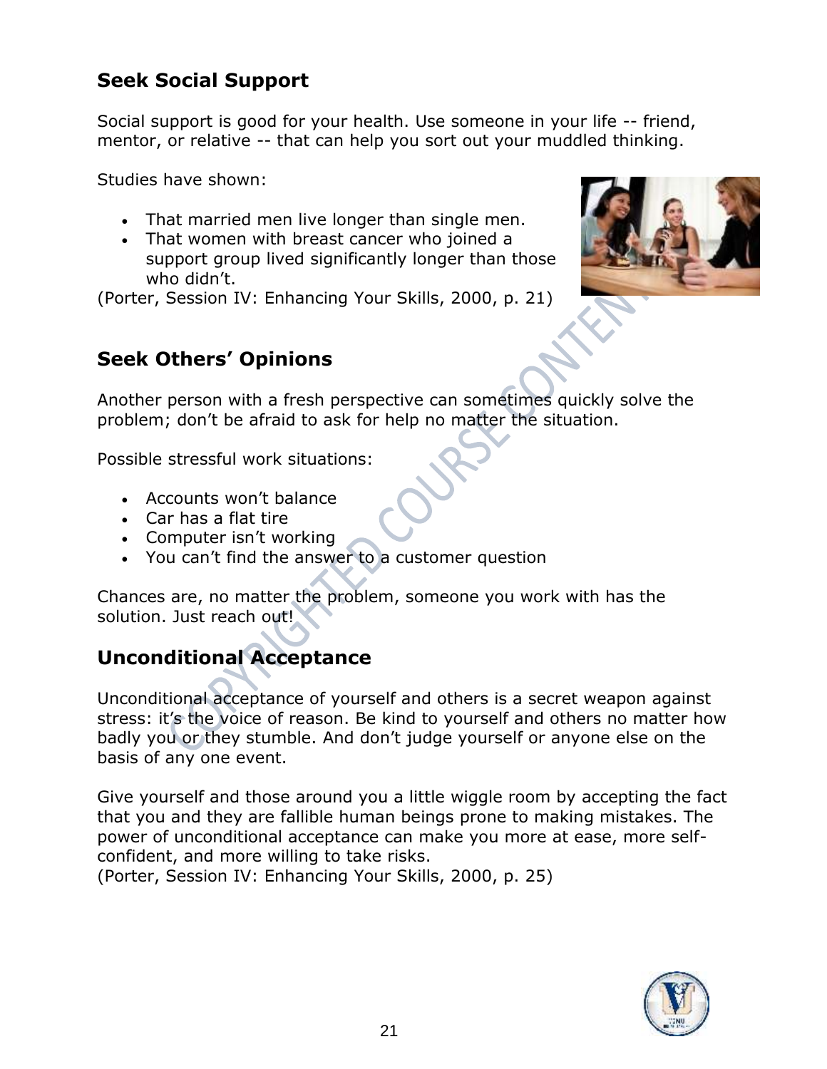## Seek Social Support

Social support is good for your health. Use someone in your life -- friend, mentor, or relative -- that can help you sort out your muddled thinking.

Studies have shown:

- That married men live longer than single men.
- That women with breast cancer who joined a support group lived significantly longer than those who didn't.

(Porter, Session IV: Enhancing Your Skills, 2000, p. 21)

## Seek Others' Opinions

Another person with a fresh perspective can sometimes quickly solve the problem; don't be afraid to ask for help no matter the situation.

Possible stressful work situations:

- Accounts won't balance
- Car has a flat tire
- Computer isn't working
- You can't find the answer to a customer question

Chances are, no matter the problem, someone you work with has the solution. Just reach out!

## Unconditional Acceptance

Unconditional acceptance of yourself and others is a secret weapon against stress: it's the voice of reason. Be kind to yourself and others no matter how badly you or they stumble. And don't judge yourself or anyone else on the basis of any one event.

Give yourself and those around you a little wiggle room by accepting the fact that you and they are fallible human beings prone to making mistakes. The power of unconditional acceptance can make you more at ease, more self-confident, and more willing to take risks.
(Porter, Session IV: Enhancing Your Skills, 2000, p. 25)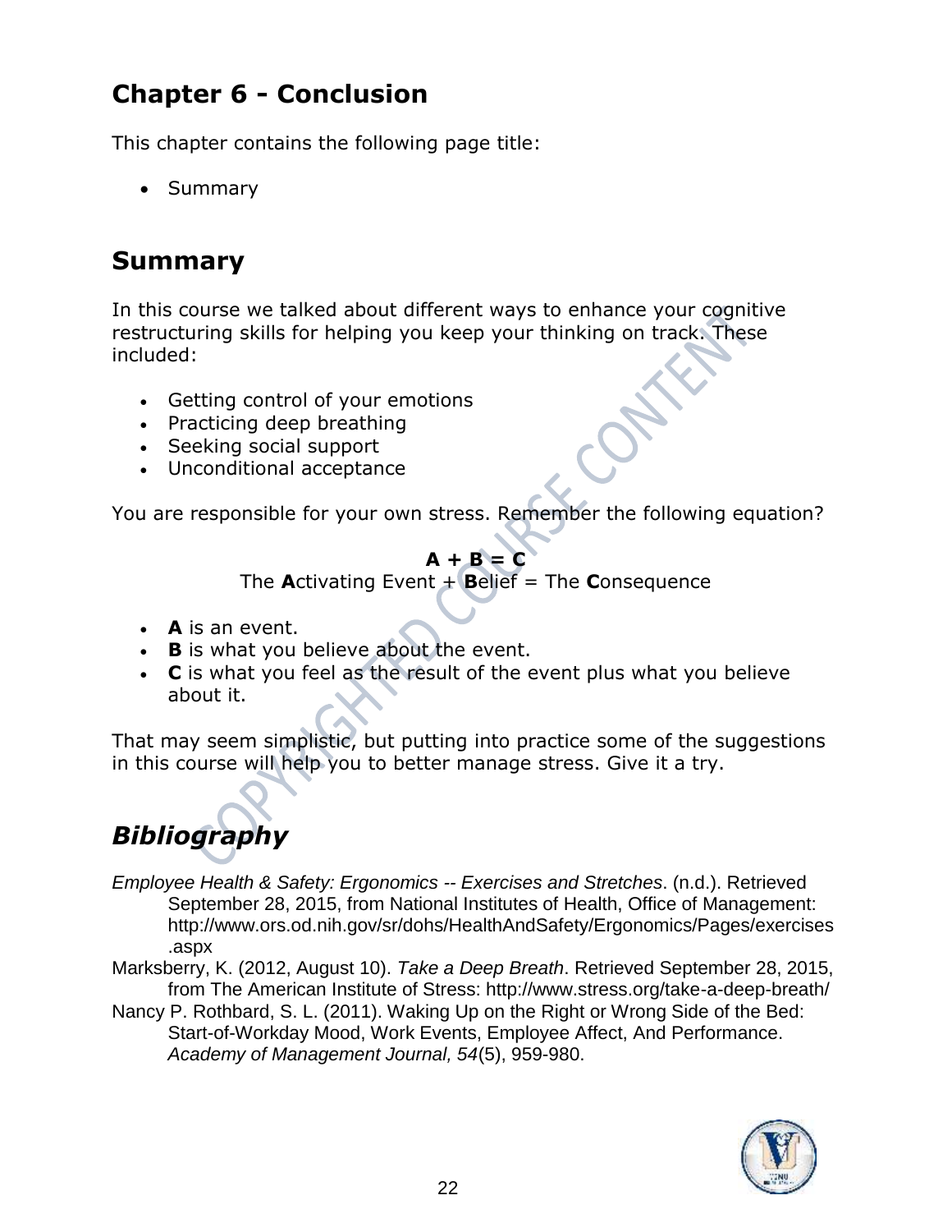## Chapter 6 - Conclusion

This chapter contains the following page title:

- Summary

## Summary

In this course we talked about different ways to enhance your cognitive restructuring skills for helping you keep your thinking on track. These included:

- Getting control of your emotions
- Practicing deep breathing
- Seeking social support
- Unconditional acceptance

You are responsible for your own stress. Remember the following equation?

**A + B = C**
The **A**ctivating Event + **B**elief = The **C**onsequence

- **A** is an event.
- **B** is what you believe about the event.
- **C** is what you feel as the result of the event plus what you believe about it.

That may seem simplistic, but putting into practice some of the suggestions in this course will help you to better manage stress. Give it a try.

## *Bibliography*

*Employee Health & Safety: Ergonomics -- Exercises and Stretches*. (n.d.). Retrieved September 28, 2015, from National Institutes of Health, Office of Management: http://www.ors.od.nih.gov/sr/dohs/HealthAndSafety/Ergonomics/Pages/exercises.aspx

Marksberry, K. (2012, August 10). *Take a Deep Breath*. Retrieved September 28, 2015, from The American Institute of Stress: http://www.stress.org/take-a-deep-breath/

Nancy P. Rothbard, S. L. (2011). Waking Up on the Right or Wrong Side of the Bed: Start-of-Workday Mood, Work Events, Employee Affect, And Performance. *Academy of Management Journal, 54*(5), 959-980.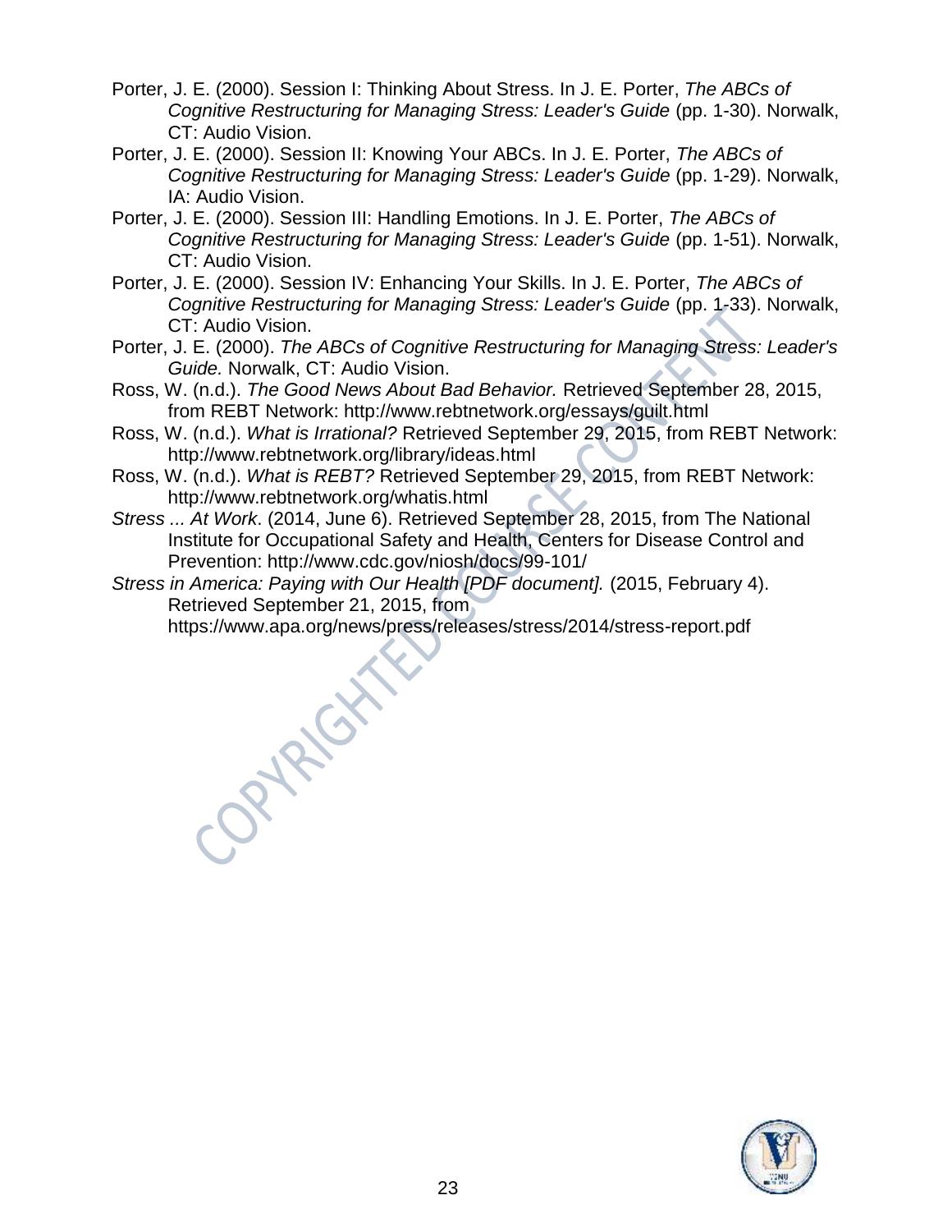Porter, J. E. (2000). Session I: Thinking About Stress. In J. E. Porter, *The ABCs of Cognitive Restructuring for Managing Stress: Leader's Guide* (pp. 1-30). Norwalk, CT: Audio Vision.

Porter, J. E. (2000). Session II: Knowing Your ABCs. In J. E. Porter, *The ABCs of Cognitive Restructuring for Managing Stress: Leader's Guide* (pp. 1-29). Norwalk, IA: Audio Vision.

Porter, J. E. (2000). Session III: Handling Emotions. In J. E. Porter, *The ABCs of Cognitive Restructuring for Managing Stress: Leader's Guide* (pp. 1-51). Norwalk, CT: Audio Vision.

Porter, J. E. (2000). Session IV: Enhancing Your Skills. In J. E. Porter, *The ABCs of Cognitive Restructuring for Managing Stress: Leader's Guide* (pp. 1-33). Norwalk, CT: Audio Vision.

Porter, J. E. (2000). *The ABCs of Cognitive Restructuring for Managing Stress: Leader's Guide.* Norwalk, CT: Audio Vision.

Ross, W. (n.d.). *The Good News About Bad Behavior.* Retrieved September 28, 2015, from REBT Network: http://www.rebtnetwork.org/essays/guilt.html

Ross, W. (n.d.). *What is Irrational?* Retrieved September 29, 2015, from REBT Network: http://www.rebtnetwork.org/library/ideas.html

Ross, W. (n.d.). *What is REBT?* Retrieved September 29, 2015, from REBT Network: http://www.rebtnetwork.org/whatis.html

*Stress ... At Work*. (2014, June 6). Retrieved September 28, 2015, from The National Institute for Occupational Safety and Health, Centers for Disease Control and Prevention: http://www.cdc.gov/niosh/docs/99-101/

*Stress in America: Paying with Our Health [PDF document].* (2015, February 4). Retrieved September 21, 2015, from https://www.apa.org/news/press/releases/stress/2014/stress-report.pdf